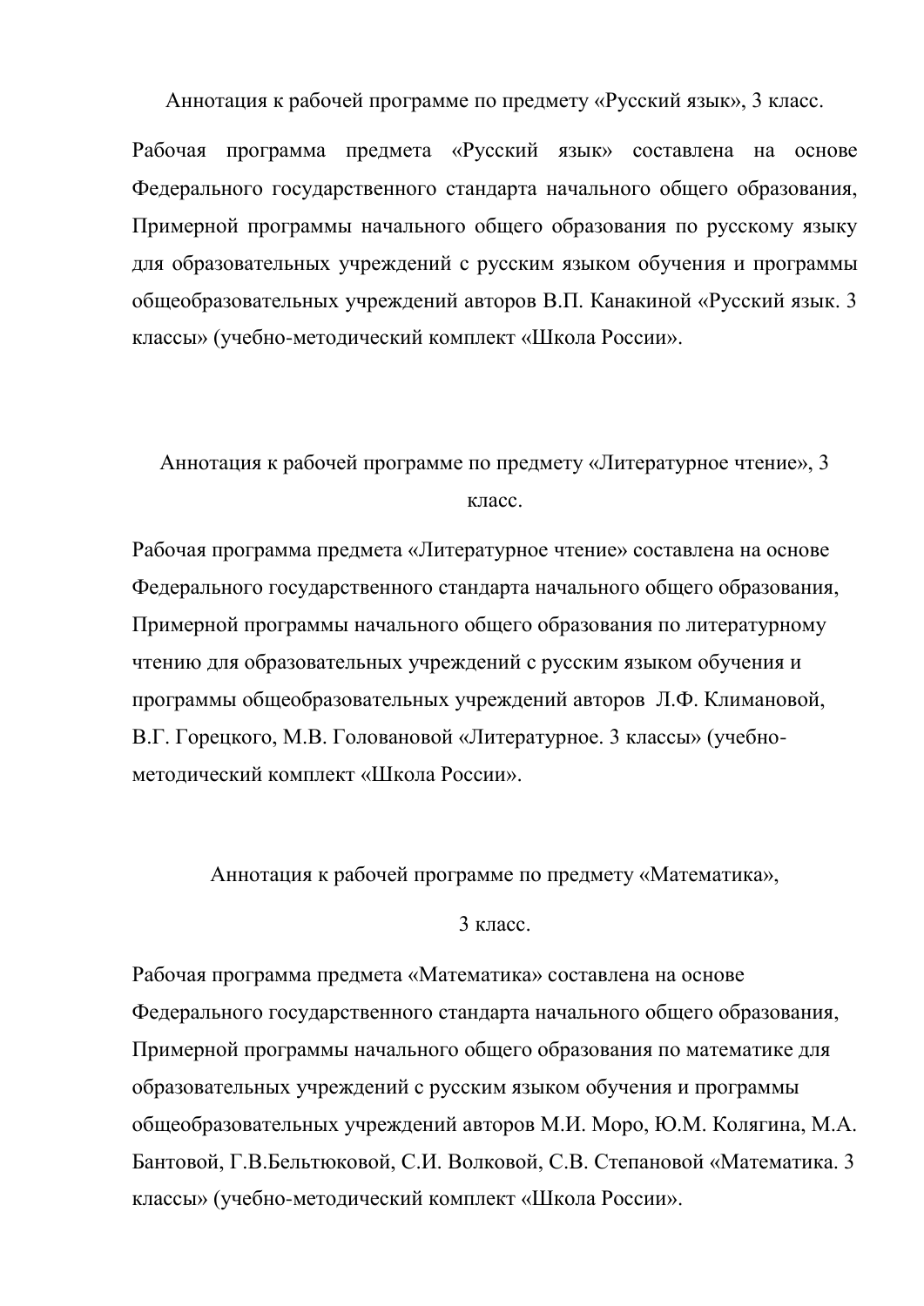## Аннотация к рабочей программе по предмету «Русский язык», 3 класс.

Рабочая программа предмета «Русский язык» составлена на основе Федерального государственного стандарта начального общего образования, Примерной программы начального общего образования по русскому языку для образовательных учреждений с русским языком обучения и программы общеобразовательных учреждений авторов В.П. Канакиной «Русский язык. 3 классы» (учебно-методический комплект «Школа России».

## Аннотация к рабочей программе по предмету «Литературное чтение», 3 класс.

Рабочая программа предмета «Литературное чтение» составлена на основе Федерального государственного стандарта начального общего образования, Примерной программы начального общего образования по литературному чтению для образовательных учреждений с русским языком обучения и программы общеобразовательных учреждений авторов Л.Ф. Климановой, В.Г. Горецкого, М.В. Головановой «Литературное. 3 классы» (учебно-методический комплект «Школа России».

## Аннотация к рабочей программе по предмету «Математика», 3 класс.

Рабочая программа предмета «Математика» составлена на основе Федерального государственного стандарта начального общего образования, Примерной программы начального общего образования по математике для образовательных учреждений с русским языком обучения и программы общеобразовательных учреждений авторов М.И. Моро, Ю.М. Колягина, М.А. Бантовой, Г.В.Бельтюковой, С.И. Волковой, С.В. Степановой «Математика. 3 классы» (учебно-методический комплект «Школа России».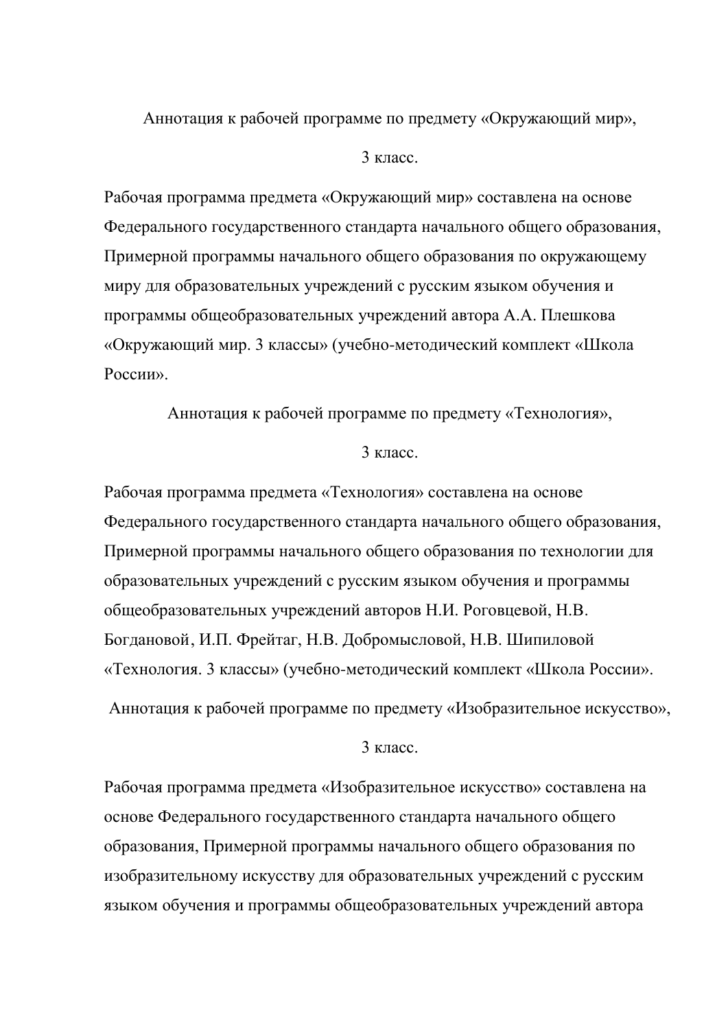Аннотация к рабочей программе по предмету «Окружающий мир»,

3 класс.

Рабочая программа предмета «Окружающий мир» составлена на основе Федерального государственного стандарта начального общего образования, Примерной программы начального общего образования по окружающему миру для образовательных учреждений с русским языком обучения и программы общеобразовательных учреждений автора А.А. Плешкова «Окружающий мир. 3 классы» (учебно-методический комплект «Школа России».

Аннотация к рабочей программе по предмету «Технология»,

3 класс.

Рабочая программа предмета «Технология» составлена на основе Федерального государственного стандарта начального общего образования, Примерной программы начального общего образования по технологии для образовательных учреждений с русским языком обучения и программы общеобразовательных учреждений авторов Н.И. Роговцевой, Н.В. Богдановой, И.П. Фрейтаг, Н.В. Добромысловой, Н.В. Шипиловой «Технология. 3 классы» (учебно-методический комплект «Школа России».

Аннотация к рабочей программе по предмету «Изобразительное искусство»,

3 класс.

Рабочая программа предмета «Изобразительное искусство» составлена на основе Федерального государственного стандарта начального общего образования, Примерной программы начального общего образования по изобразительному искусству для образовательных учреждений с русским языком обучения и программы общеобразовательных учреждений автора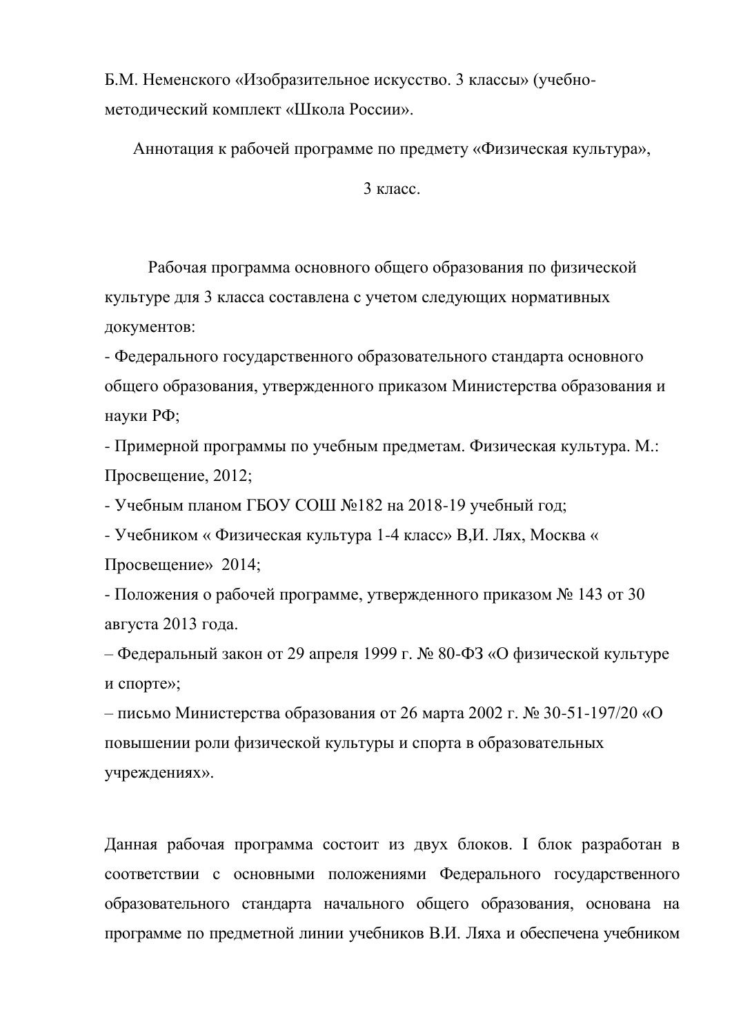Б.М. Неменского «Изобразительное искусство. 3 классы» (учебно-методический комплект «Школа России».

Аннотация к рабочей программе по предмету «Физическая культура»,

3 класс.

Рабочая программа основного общего образования по физической культуре для 3 класса составлена с учетом следующих нормативных документов:

- Федерального государственного образовательного стандарта основного общего образования, утвержденного приказом Министерства образования и науки РФ;
- Примерной программы по учебным предметам. Физическая культура. М.: Просвещение, 2012;
- Учебным планом ГБОУ СОШ №182 на 2018-19 учебный год;
- Учебником « Физическая культура 1-4 класс» В,И. Лях, Москва « Просвещение» 2014;
- Положения о рабочей программе, утвержденного приказом № 143 от 30 августа 2013 года.

– Федеральный закон от 29 апреля 1999 г. № 80-ФЗ «О физической культуре и спорте»;

– письмо Министерства образования от 26 марта 2002 г. № 30-51-197/20 «О повышении роли физической культуры и спорта в образовательных учреждениях».

Данная рабочая программа состоит из двух блоков. I блок разработан в соответствии с основными положениями Федерального государственного образовательного стандарта начального общего образования, основана на программе по предметной линии учебников В.И. Ляха и обеспечена учебником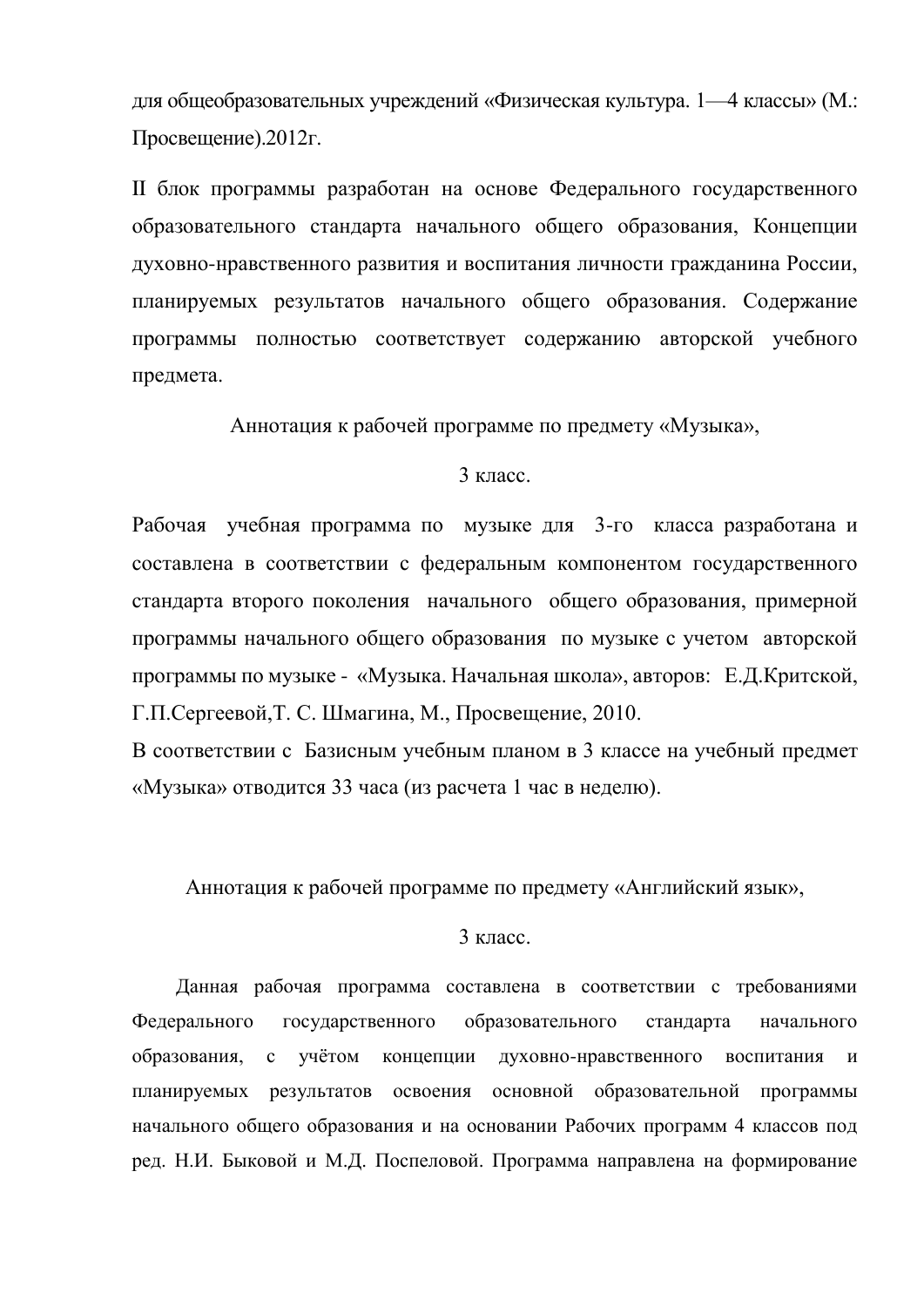для общеобразовательных учреждений «Физическая культура. 1—4 классы» (М.: Просвещение).2012г.

II блок программы разработан на основе Федерального государственного образовательного стандарта начального общего образования, Концепции духовно-нравственного развития и воспитания личности гражданина России, планируемых результатов начального общего образования. Содержание программы полностью соответствует содержанию авторской учебного предмета.

## Аннотация к рабочей программе по предмету «Музыка», 3 класс.

Рабочая учебная программа по музыке для 3-го класса разработана и составлена в соответствии с федеральным компонентом государственного стандарта второго поколения начального общего образования, примерной программы начального общего образования по музыке с учетом авторской программы по музыке - «Музыка. Начальная школа», авторов: Е.Д.Критской, Г.П.Сергеевой,Т. С. Шмагина, М., Просвещение, 2010.

В соответствии с Базисным учебным планом в 3 классе на учебный предмет «Музыка» отводится 33 часа (из расчета 1 час в неделю).

## Аннотация к рабочей программе по предмету «Английский язык», 3 класс.

Данная рабочая программа составлена в соответствии с требованиями Федерального государственного образовательного стандарта начального образования, с учётом концепции духовно-нравственного воспитания и планируемых результатов освоения основной образовательной программы начального общего образования и на основании Рабочих программ 4 классов под ред. Н.И. Быковой и М.Д. Поспеловой. Программа направлена на формирование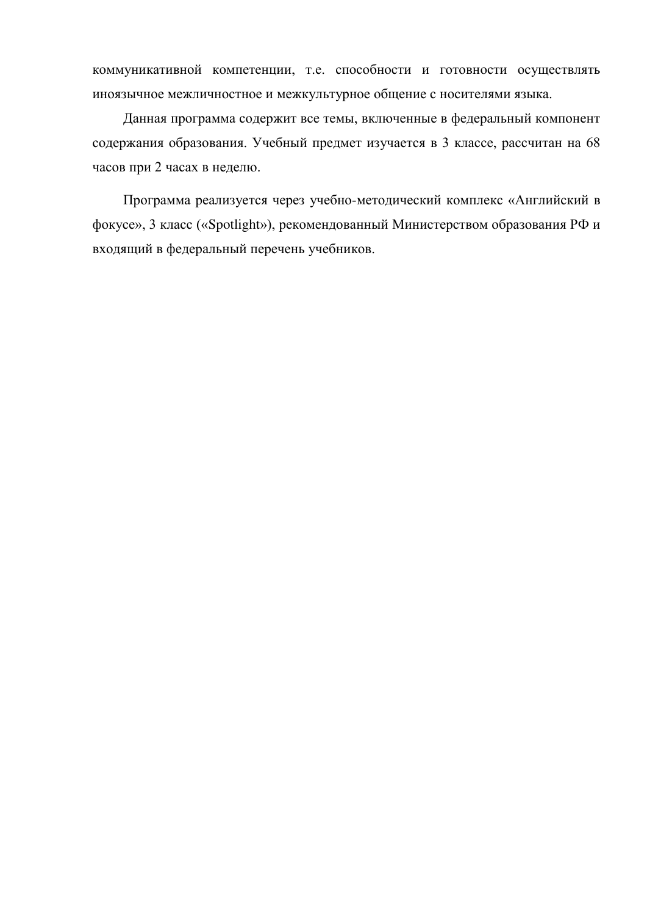коммуникативной компетенции, т.е. способности и готовности осуществлять иноязычное межличностное и межкультурное общение с носителями языка.

Данная программа содержит все темы, включенные в федеральный компонент содержания образования. Учебный предмет изучается в 3 классе, рассчитан на 68 часов при 2 часах в неделю.

Программа реализуется через учебно-методический комплекс «Английский в фокусе», 3 класс («Spotlight»), рекомендованный Министерством образования РФ и входящий в федеральный перечень учебников.